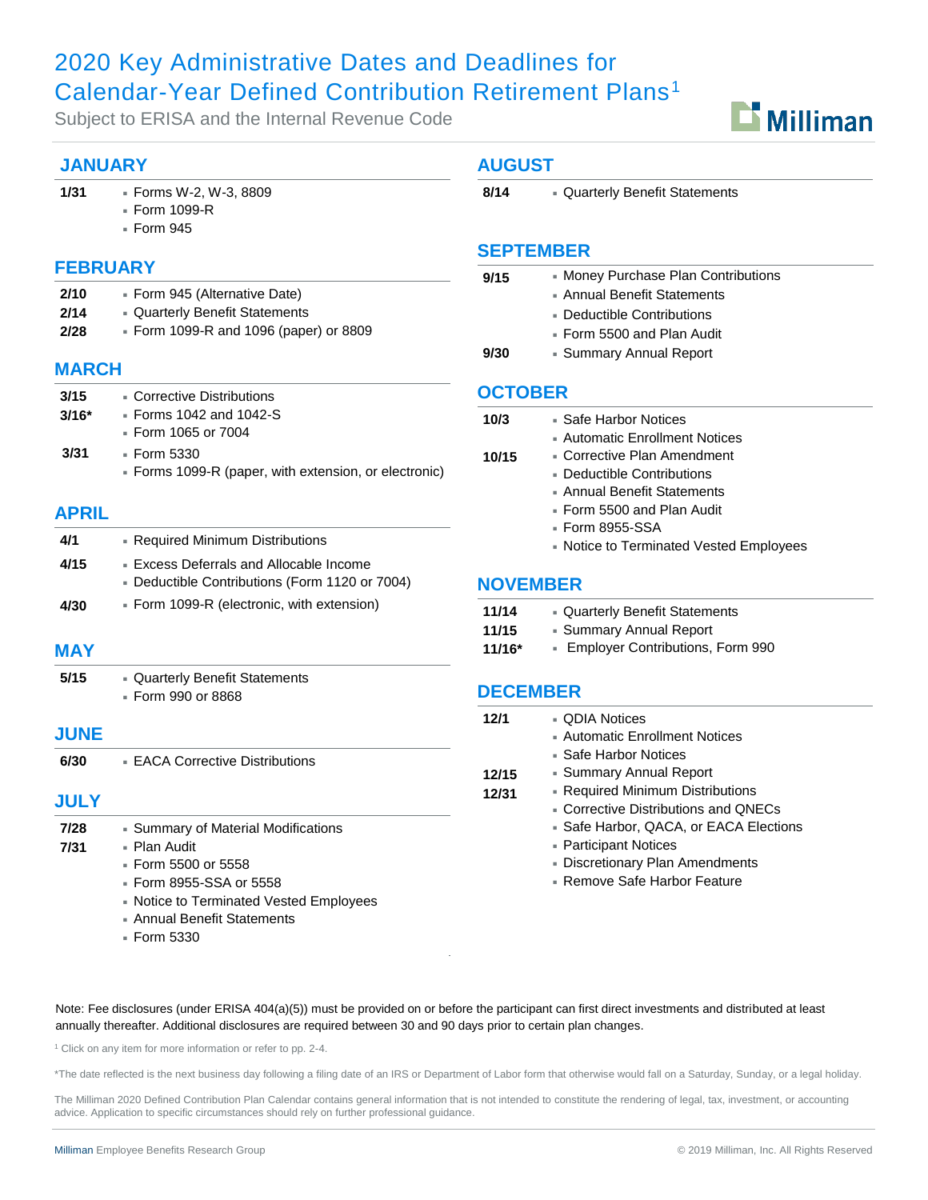# 2020 Key Administrative Dates and Deadlines for Calendar-Year Defined Contribution Retirement Plans[1]

Subject to ERISA and the Internal Revenue Code

## JANUARY

**1/31**
- Forms W-2, W-3, 8809
- Form 1099-R
- Form 945

## FEBRUARY

**2/10**
- Form 945 (Alternative Date)

**2/14**
- Quarterly Benefit Statements

**2/28**
- Form 1099-R and 1096 (paper) or 8809

## MARCH

**3/15**
- Corrective Distributions

**3/16***
- Forms 1042 and 1042-S
- Form 1065 or 7004

**3/31**
- Form 5330
- Forms 1099-R (paper, with extension, or electronic)

## APRIL

**4/1**
- Required Minimum Distributions

**4/15**
- Excess Deferrals and Allocable Income
- Deductible Contributions (Form 1120 or 7004)

**4/30**
- Form 1099-R (electronic, with extension)

## MAY

**5/15**
- Quarterly Benefit Statements
- Form 990 or 8868

## JUNE

**6/30**
- EACA Corrective Distributions

## JULY

**7/28**
- Summary of Material Modifications

**7/31**
- Plan Audit
- Form 5500 or 5558
- Form 8955-SSA or 5558
- Notice to Terminated Vested Employees
- Annual Benefit Statements
- Form 5330

## AUGUST

**8/14**
- Quarterly Benefit Statements

## SEPTEMBER

**9/15**
- Money Purchase Plan Contributions
- Annual Benefit Statements
- Deductible Contributions
- Form 5500 and Plan Audit

**9/30**
- Summary Annual Report

## OCTOBER

**10/3**
- Safe Harbor Notices
- Automatic Enrollment Notices

**10/15**
- Corrective Plan Amendment
- Deductible Contributions
- Annual Benefit Statements
- Form 5500 and Plan Audit
- Form 8955-SSA
- Notice to Terminated Vested Employees

## NOVEMBER

**11/14**
- Quarterly Benefit Statements

**11/15**
- Summary Annual Report

**11/16***
- Employer Contributions, Form 990

## DECEMBER

**12/1**
- QDIA Notices
- Automatic Enrollment Notices
- Safe Harbor Notices

**12/15**
- Summary Annual Report

**12/31**
- Required Minimum Distributions
- Corrective Distributions and QNECs
- Safe Harbor, QACA, or EACA Elections
- Participant Notices
- Discretionary Plan Amendments
- Remove Safe Harbor Feature

Note: Fee disclosures (under ERISA 404(a)(5)) must be provided on or before the participant can first direct investments and distributed at least annually thereafter. Additional disclosures are required between 30 and 90 days prior to certain plan changes.

[1] Click on any item for more information or refer to pp. 2-4.

*The date reflected is the next business day following a filing date of an IRS or Department of Labor form that otherwise would fall on a Saturday, Sunday, or a legal holiday.

The Milliman 2020 Defined Contribution Plan Calendar contains general information that is not intended to constitute the rendering of legal, tax, investment, or accounting advice. Application to specific circumstances should rely on further professional guidance.

Milliman Employee Benefits Research Group

© 2019 Milliman, Inc. All Rights Reserved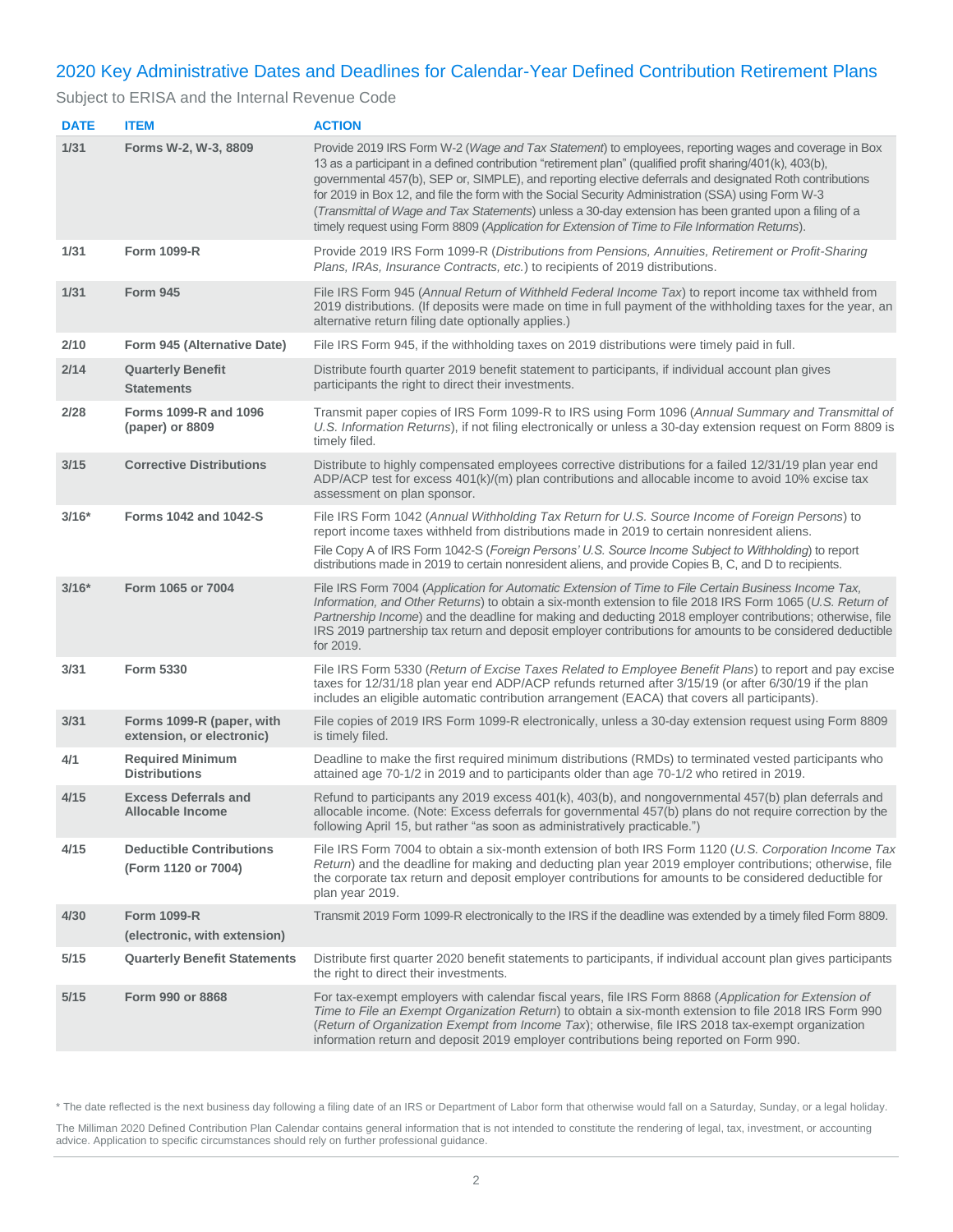## 2020 Key Administrative Dates and Deadlines for Calendar-Year Defined Contribution Retirement Plans

Subject to ERISA and the Internal Revenue Code

| DATE | ITEM | ACTION |
|---|---|---|
| 1/31 | **Forms W-2, W-3, 8809** | Provide 2019 IRS Form W-2 (*Wage and Tax Statement*) to employees, reporting wages and coverage in Box 13 as a participant in a defined contribution "retirement plan" (qualified profit sharing/401(k), 403(b), governmental 457(b), SEP or, SIMPLE), and reporting elective deferrals and designated Roth contributions for 2019 in Box 12, and file the form with the Social Security Administration (SSA) using Form W-3 (*Transmittal of Wage and Tax Statements*) unless a 30-day extension has been granted upon a filing of a timely request using Form 8809 (*Application for Extension of Time to File Information Returns*). |
| 1/31 | **Form 1099-R** | Provide 2019 IRS Form 1099-R (*Distributions from Pensions, Annuities, Retirement or Profit-Sharing Plans, IRAs, Insurance Contracts, etc.*) to recipients of 2019 distributions. |
| 1/31 | **Form 945** | File IRS Form 945 (*Annual Return of Withheld Federal Income Tax*) to report income tax withheld from 2019 distributions. (If deposits were made on time in full payment of the withholding taxes for the year, an alternative return filing date optionally applies.) |
| 2/10 | **Form 945 (Alternative Date)** | File IRS Form 945, if the withholding taxes on 2019 distributions were timely paid in full. |
| 2/14 | **Quarterly Benefit Statements** | Distribute fourth quarter 2019 benefit statement to participants, if individual account plan gives participants the right to direct their investments. |
| 2/28 | **Forms 1099-R and 1096 (paper) or 8809** | Transmit paper copies of IRS Form 1099-R to IRS using Form 1096 (*Annual Summary and Transmittal of U.S. Information Returns*), if not filing electronically or unless a 30-day extension request on Form 8809 is timely filed. |
| 3/15 | **Corrective Distributions** | Distribute to highly compensated employees corrective distributions for a failed 12/31/19 plan year end ADP/ACP test for excess 401(k)/(m) plan contributions and allocable income to avoid 10% excise tax assessment on plan sponsor. |
| 3/16* | **Forms 1042 and 1042-S** | File IRS Form 1042 (*Annual Withholding Tax Return for U.S. Source Income of Foreign Persons*) to report income taxes withheld from distributions made in 2019 to certain nonresident aliens.<br>File Copy A of IRS Form 1042-S (*Foreign Persons' U.S. Source Income Subject to Withholding*) to report distributions made in 2019 to certain nonresident aliens, and provide Copies B, C, and D to recipients. |
| 3/16* | **Form 1065 or 7004** | File IRS Form 7004 (*Application for Automatic Extension of Time to File Certain Business Income Tax, Information, and Other Returns*) to obtain a six-month extension to file 2018 IRS Form 1065 (*U.S. Return of Partnership Income*) and the deadline for making and deducting 2018 employer contributions; otherwise, file IRS 2019 partnership tax return and deposit employer contributions for amounts to be considered deductible for 2019. |
| 3/31 | **Form 5330** | File IRS Form 5330 (*Return of Excise Taxes Related to Employee Benefit Plans*) to report and pay excise taxes for 12/31/18 plan year end ADP/ACP refunds returned after 3/15/19 (or after 6/30/19 if the plan includes an eligible automatic contribution arrangement (EACA) that covers all participants). |
| 3/31 | **Forms 1099-R (paper, with extension, or electronic)** | File copies of 2019 IRS Form 1099-R electronically, unless a 30-day extension request using Form 8809 is timely filed. |
| 4/1 | **Required Minimum Distributions** | Deadline to make the first required minimum distributions (RMDs) to terminated vested participants who attained age 70-1/2 in 2019 and to participants older than age 70-1/2 who retired in 2019. |
| 4/15 | **Excess Deferrals and Allocable Income** | Refund to participants any 2019 excess 401(k), 403(b), and nongovernmental 457(b) plan deferrals and allocable income. (Note: Excess deferrals for governmental 457(b) plans do not require correction by the following April 15, but rather "as soon as administratively practicable.") |
| 4/15 | **Deductible Contributions (Form 1120 or 7004)** | File IRS Form 7004 to obtain a six-month extension of both IRS Form 1120 (*U.S. Corporation Income Tax Return*) and the deadline for making and deducting plan year 2019 employer contributions; otherwise, file the corporate tax return and deposit employer contributions for amounts to be considered deductible for plan year 2019. |
| 4/30 | **Form 1099-R (electronic, with extension)** | Transmit 2019 Form 1099-R electronically to the IRS if the deadline was extended by a timely filed Form 8809. |
| 5/15 | **Quarterly Benefit Statements** | Distribute first quarter 2020 benefit statements to participants, if individual account plan gives participants the right to direct their investments. |
| 5/15 | **Form 990 or 8868** | For tax-exempt employers with calendar fiscal years, file IRS Form 8868 (*Application for Extension of Time to File an Exempt Organization Return*) to obtain a six-month extension to file 2018 IRS Form 990 (*Return of Organization Exempt from Income Tax*); otherwise, file IRS 2018 tax-exempt organization information return and deposit 2019 employer contributions being reported on Form 990. |

\* The date reflected is the next business day following a filing date of an IRS or Department of Labor form that otherwise would fall on a Saturday, Sunday, or a legal holiday.

The Milliman 2020 Defined Contribution Plan Calendar contains general information that is not intended to constitute the rendering of legal, tax, investment, or accounting advice. Application to specific circumstances should rely on further professional guidance.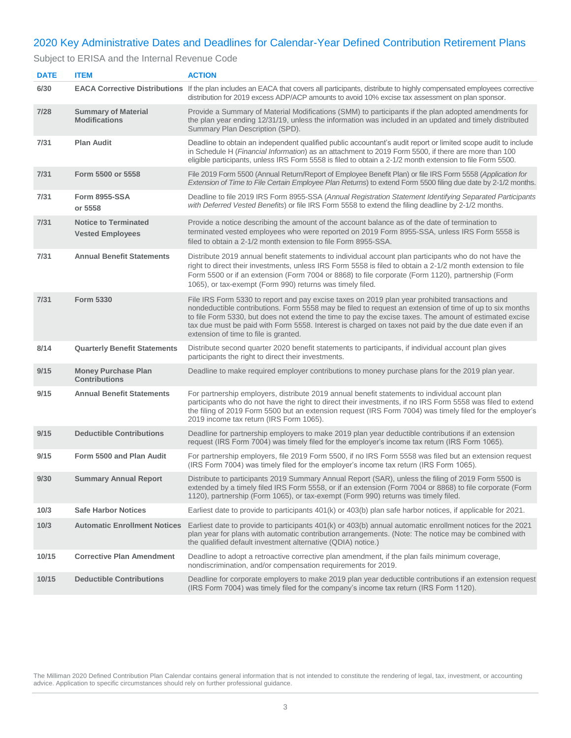## 2020 Key Administrative Dates and Deadlines for Calendar-Year Defined Contribution Retirement Plans

Subject to ERISA and the Internal Revenue Code

| DATE | ITEM | ACTION |
|---|---|---|
| 6/30 | **EACA Corrective Distributions** | If the plan includes an EACA that covers all participants, distribute to highly compensated employees corrective distribution for 2019 excess ADP/ACP amounts to avoid 10% excise tax assessment on plan sponsor. |
| 7/28 | **Summary of Material Modifications** | Provide a Summary of Material Modifications (SMM) to participants if the plan adopted amendments for the plan year ending 12/31/19, unless the information was included in an updated and timely distributed Summary Plan Description (SPD). |
| 7/31 | **Plan Audit** | Deadline to obtain an independent qualified public accountant's audit report or limited scope audit to include in Schedule H (*Financial Information*) as an attachment to 2019 Form 5500, if there are more than 100 eligible participants, unless IRS Form 5558 is filed to obtain a 2-1/2 month extension to file Form 5500. |
| 7/31 | **Form 5500 or 5558** | File 2019 Form 5500 (Annual Return/Report of Employee Benefit Plan) or file IRS Form 5558 (*Application for Extension of Time to File Certain Employee Plan Returns*) to extend Form 5500 filing due date by 2-1/2 months. |
| 7/31 | **Form 8955-SSA or 5558** | Deadline to file 2019 IRS Form 8955-SSA (*Annual Registration Statement Identifying Separated Participants with Deferred Vested Benefits*) or file IRS Form 5558 to extend the filing deadline by 2-1/2 months. |
| 7/31 | **Notice to Terminated Vested Employees** | Provide a notice describing the amount of the account balance as of the date of termination to terminated vested employees who were reported on 2019 Form 8955-SSA, unless IRS Form 5558 is filed to obtain a 2-1/2 month extension to file Form 8955-SSA. |
| 7/31 | **Annual Benefit Statements** | Distribute 2019 annual benefit statements to individual account plan participants who do not have the right to direct their investments, unless IRS Form 5558 is filed to obtain a 2-1/2 month extension to file Form 5500 or if an extension (Form 7004 or 8868) to file corporate (Form 1120), partnership (Form 1065), or tax-exempt (Form 990) returns was timely filed. |
| 7/31 | **Form 5330** | File IRS Form 5330 to report and pay excise taxes on 2019 plan year prohibited transactions and nondeductible contributions. Form 5558 may be filed to request an extension of time of up to six months to file Form 5330, but does not extend the time to pay the excise taxes. The amount of estimated excise tax due must be paid with Form 5558. Interest is charged on taxes not paid by the due date even if an extension of time to file is granted. |
| 8/14 | **Quarterly Benefit Statements** | Distribute second quarter 2020 benefit statements to participants, if individual account plan gives participants the right to direct their investments. |
| 9/15 | **Money Purchase Plan Contributions** | Deadline to make required employer contributions to money purchase plans for the 2019 plan year. |
| 9/15 | **Annual Benefit Statements** | For partnership employers, distribute 2019 annual benefit statements to individual account plan participants who do not have the right to direct their investments, if no IRS Form 5558 was filed to extend the filing of 2019 Form 5500 but an extension request (IRS Form 7004) was timely filed for the employer's 2019 income tax return (IRS Form 1065). |
| 9/15 | **Deductible Contributions** | Deadline for partnership employers to make 2019 plan year deductible contributions if an extension request (IRS Form 7004) was timely filed for the employer's income tax return (IRS Form 1065). |
| 9/15 | **Form 5500 and Plan Audit** | For partnership employers, file 2019 Form 5500, if no IRS Form 5558 was filed but an extension request (IRS Form 7004) was timely filed for the employer's income tax return (IRS Form 1065). |
| 9/30 | **Summary Annual Report** | Distribute to participants 2019 Summary Annual Report (SAR), unless the filing of 2019 Form 5500 is extended by a timely filed IRS Form 5558, or if an extension (Form 7004 or 8868) to file corporate (Form 1120), partnership (Form 1065), or tax-exempt (Form 990) returns was timely filed. |
| 10/3 | **Safe Harbor Notices** | Earliest date to provide to participants 401(k) or 403(b) plan safe harbor notices, if applicable for 2021. |
| 10/3 | **Automatic Enrollment Notices** | Earliest date to provide to participants 401(k) or 403(b) annual automatic enrollment notices for the 2021 plan year for plans with automatic contribution arrangements. (Note: The notice may be combined with the qualified default investment alternative (QDIA) notice.) |
| 10/15 | **Corrective Plan Amendment** | Deadline to adopt a retroactive corrective plan amendment, if the plan fails minimum coverage, nondiscrimination, and/or compensation requirements for 2019. |
| 10/15 | **Deductible Contributions** | Deadline for corporate employers to make 2019 plan year deductible contributions if an extension request (IRS Form 7004) was timely filed for the company's income tax return (IRS Form 1120). |

The Milliman 2020 Defined Contribution Plan Calendar contains general information that is not intended to constitute the rendering of legal, tax, investment, or accounting advice. Application to specific circumstances should rely on further professional guidance.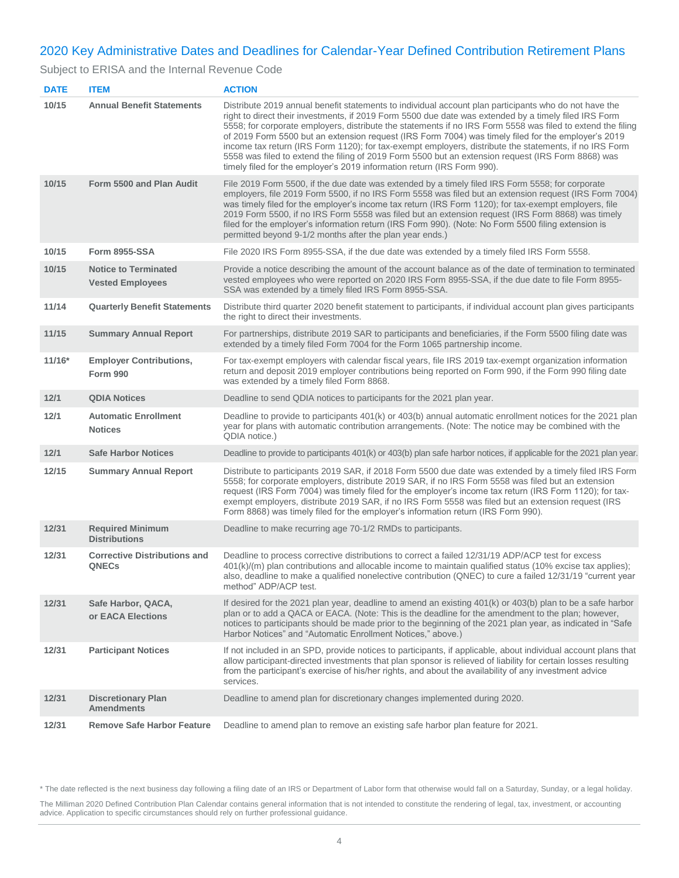## 2020 Key Administrative Dates and Deadlines for Calendar-Year Defined Contribution Retirement Plans

Subject to ERISA and the Internal Revenue Code

| DATE | ITEM | ACTION |
|---|---|---|
| 10/15 | Annual Benefit Statements | Distribute 2019 annual benefit statements to individual account plan participants who do not have the right to direct their investments, if 2019 Form 5500 due date was extended by a timely filed IRS Form 5558; for corporate employers, distribute the statements if no IRS Form 5558 was filed to extend the filing of 2019 Form 5500 but an extension request (IRS Form 7004) was timely filed for the employer's 2019 income tax return (IRS Form 1120); for tax-exempt employers, distribute the statements, if no IRS Form 5558 was filed to extend the filing of 2019 Form 5500 but an extension request (IRS Form 8868) was timely filed for the employer's 2019 information return (IRS Form 990). |
| 10/15 | Form 5500 and Plan Audit | File 2019 Form 5500, if the due date was extended by a timely filed IRS Form 5558; for corporate employers, file 2019 Form 5500, if no IRS Form 5558 was filed but an extension request (IRS Form 7004) was timely filed for the employer's income tax return (IRS Form 1120); for tax-exempt employers, file 2019 Form 5500, if no IRS Form 5558 was filed but an extension request (IRS Form 8868) was timely filed for the employer's information return (IRS Form 990). (Note: No Form 5500 filing extension is permitted beyond 9-1/2 months after the plan year ends.) |
| 10/15 | Form 8955-SSA | File 2020 IRS Form 8955-SSA, if the due date was extended by a timely filed IRS Form 5558. |
| 10/15 | Notice to Terminated Vested Employees | Provide a notice describing the amount of the account balance as of the date of termination to terminated vested employees who were reported on 2020 IRS Form 8955-SSA, if the due date to file Form 8955-SSA was extended by a timely filed IRS Form 8955-SSA. |
| 11/14 | Quarterly Benefit Statements | Distribute third quarter 2020 benefit statement to participants, if individual account plan gives participants the right to direct their investments. |
| 11/15 | Summary Annual Report | For partnerships, distribute 2019 SAR to participants and beneficiaries, if the Form 5500 filing date was extended by a timely filed Form 7004 for the Form 1065 partnership income. |
| 11/16* | Employer Contributions, Form 990 | For tax-exempt employers with calendar fiscal years, file IRS 2019 tax-exempt organization information return and deposit 2019 employer contributions being reported on Form 990, if the Form 990 filing date was extended by a timely filed Form 8868. |
| 12/1 | QDIA Notices | Deadline to send QDIA notices to participants for the 2021 plan year. |
| 12/1 | Automatic Enrollment Notices | Deadline to provide to participants 401(k) or 403(b) annual automatic enrollment notices for the 2021 plan year for plans with automatic contribution arrangements. (Note: The notice may be combined with the QDIA notice.) |
| 12/1 | Safe Harbor Notices | Deadline to provide to participants 401(k) or 403(b) plan safe harbor notices, if applicable for the 2021 plan year. |
| 12/15 | Summary Annual Report | Distribute to participants 2019 SAR, if 2018 Form 5500 due date was extended by a timely filed IRS Form 5558; for corporate employers, distribute 2019 SAR, if no IRS Form 5558 was filed but an extension request (IRS Form 7004) was timely filed for the employer's income tax return (IRS Form 1120); for tax-exempt employers, distribute 2019 SAR, if no IRS Form 5558 was filed but an extension request (IRS Form 8868) was timely filed for the employer's information return (IRS Form 990). |
| 12/31 | Required Minimum Distributions | Deadline to make recurring age 70-1/2 RMDs to participants. |
| 12/31 | Corrective Distributions and QNECs | Deadline to process corrective distributions to correct a failed 12/31/19 ADP/ACP test for excess 401(k)/(m) plan contributions and allocable income to maintain qualified status (10% excise tax applies); also, deadline to make a qualified nonelective contribution (QNEC) to cure a failed 12/31/19 "current year method" ADP/ACP test. |
| 12/31 | Safe Harbor, QACA, or EACA Elections | If desired for the 2021 plan year, deadline to amend an existing 401(k) or 403(b) plan to be a safe harbor plan or to add a QACA or EACA. (Note: This is the deadline for the amendment to the plan; however, notices to participants should be made prior to the beginning of the 2021 plan year, as indicated in "Safe Harbor Notices" and "Automatic Enrollment Notices," above.) |
| 12/31 | Participant Notices | If not included in an SPD, provide notices to participants, if applicable, about individual account plans that allow participant-directed investments that plan sponsor is relieved of liability for certain losses resulting from the participant's exercise of his/her rights, and about the availability of any investment advice services. |
| 12/31 | Discretionary Plan Amendments | Deadline to amend plan for discretionary changes implemented during 2020. |
| 12/31 | Remove Safe Harbor Feature | Deadline to amend plan to remove an existing safe harbor plan feature for 2021. |

\* The date reflected is the next business day following a filing date of an IRS or Department of Labor form that otherwise would fall on a Saturday, Sunday, or a legal holiday.

The Milliman 2020 Defined Contribution Plan Calendar contains general information that is not intended to constitute the rendering of legal, tax, investment, or accounting advice. Application to specific circumstances should rely on further professional guidance.